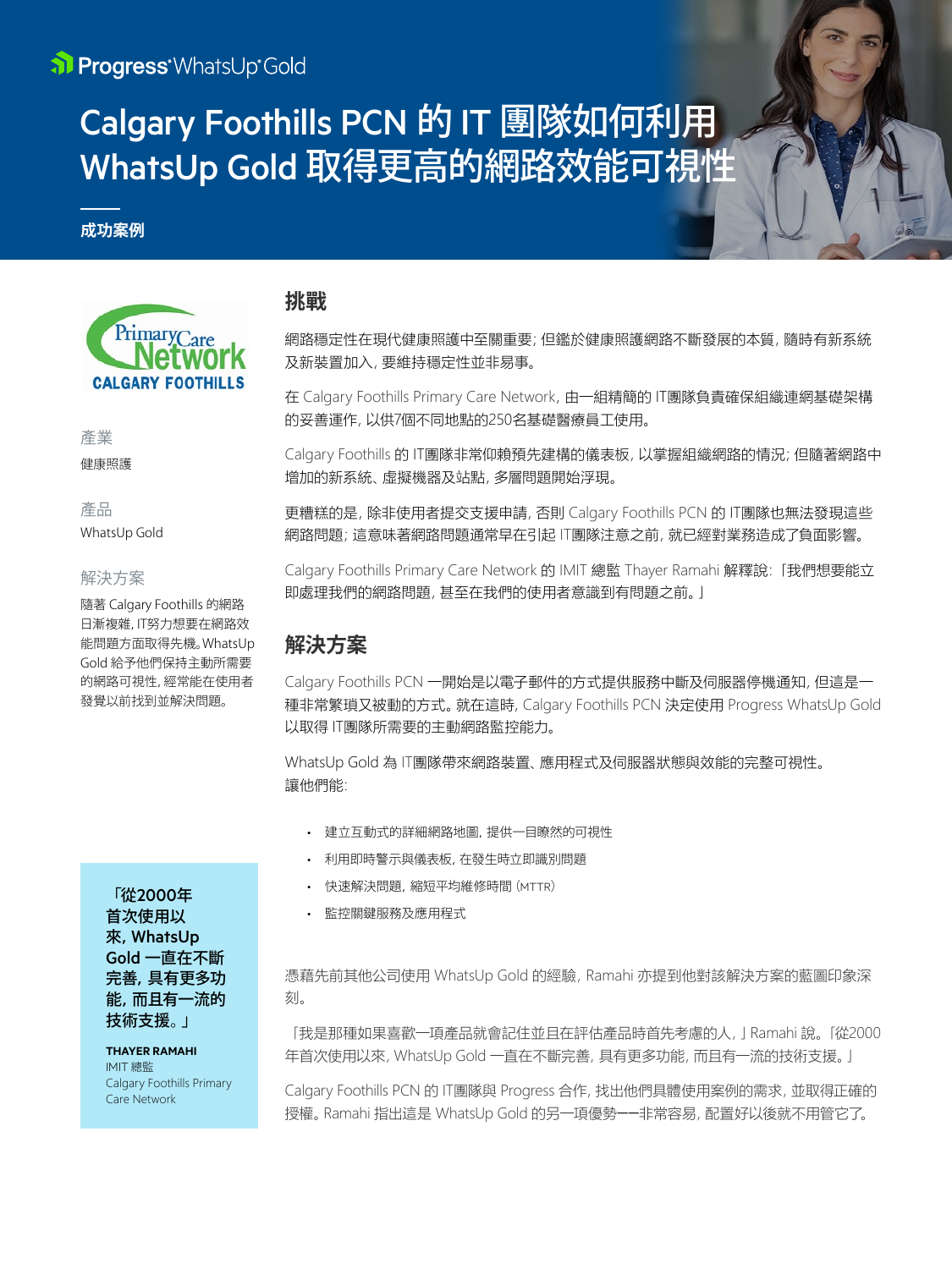Progress WhatsUp Gold

# Calgary Foothills PCN 的 IT 團隊如何利用 WhatsUp Gold 取得更高的網路效能可視性

**成功案例**

Primary Care Network CALGARY FOOTHILLS

產業

健康照護

產品

WhatsUp Gold

解決方案

隨著 Calgary Foothills 的網路日漸複雜, IT努力想要在網路效能問題方面取得先機。WhatsUp Gold 給予他們保持主動所需要的網路可視性, 經常能在使用者發覺以前找到並解決問題。

## 挑戰

網路穩定性在現代健康照護中至關重要; 但鑑於健康照護網路不斷發展的本質, 隨時有新系統及新裝置加入, 要維持穩定性並非易事。

在 Calgary Foothills Primary Care Network, 由一組精簡的 IT團隊負責確保組織連網基礎架構的妥善運作, 以供7個不同地點的250名基礎醫療員工使用。

Calgary Foothills 的 IT團隊非常仰賴預先建構的儀表板, 以掌握組織網路的情況; 但隨著網路中增加的新系統、虛擬機器及站點, 多層問題開始浮現。

更糟糕的是, 除非使用者提交支援申請, 否則 Calgary Foothills PCN 的 IT團隊也無法發現這些網路問題; 這意味著網路問題通常早在引起 IT團隊注意之前, 就已經對業務造成了負面影響。

Calgary Foothills Primary Care Network 的 IMIT 總監 Thayer Ramahi 解釋說: 「我們想要能立即處理我們的網路問題, 甚至在我們的使用者意識到有問題之前。」

## 解決方案

Calgary Foothills PCN 一開始是以電子郵件的方式提供服務中斷及伺服器停機通知, 但這是一種非常繁瑣又被動的方式。就在這時, Calgary Foothills PCN 決定使用 Progress WhatsUp Gold 以取得 IT團隊所需要的主動網路監控能力。

WhatsUp Gold 為 IT團隊帶來網路裝置、應用程式及伺服器狀態與效能的完整可視性。讓他們能:

- 建立互動式的詳細網路地圖, 提供一目瞭然的可視性
- 利用即時警示與儀表板, 在發生時立即識別問題
- 快速解決問題, 縮短平均維修時間 (MTTR)
- 監控關鍵服務及應用程式

**「從2000年首次使用以來, WhatsUp Gold 一直在不斷完善, 具有更多功能, 而且有一流的技術支援。」**

**THAYER RAMAHI**
IMIT 總監
Calgary Foothills Primary Care Network

憑藉先前其他公司使用 WhatsUp Gold 的經驗, Ramahi 亦提到他對該解決方案的藍圖印象深刻。

「我是那種如果喜歡一項產品就會記住並且在評估產品時首先考慮的人, 」Ramahi 說。「從2000年首次使用以來, WhatsUp Gold 一直在不斷完善, 具有更多功能, 而且有一流的技術支援。」

Calgary Foothills PCN 的 IT團隊與 Progress 合作, 找出他們具體使用案例的需求, 並取得正確的授權。Ramahi 指出這是 WhatsUp Gold 的另一項優勢——非常容易, 配置好以後就不用管它了。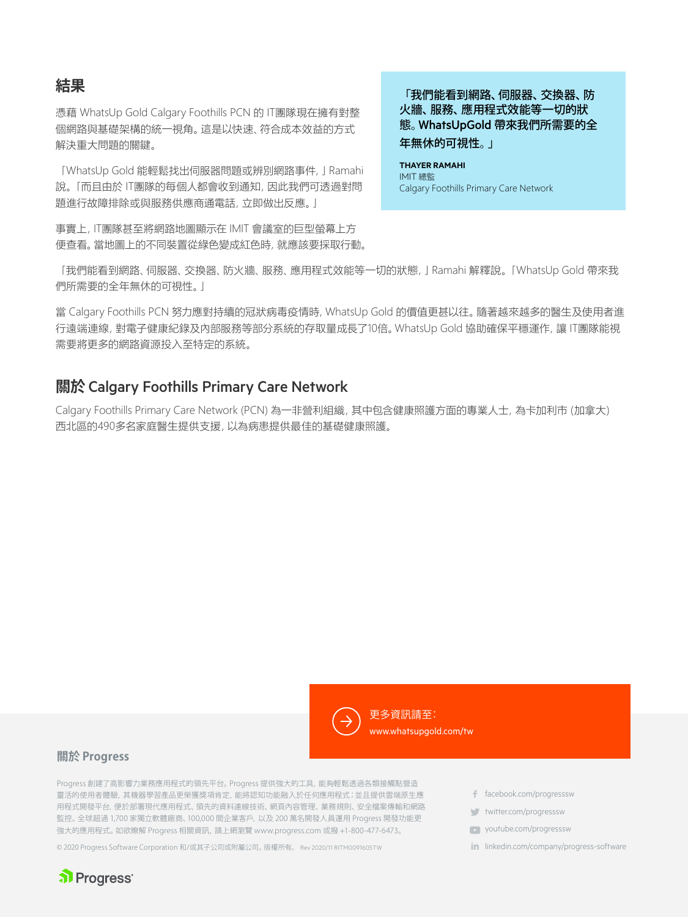## 結果

憑藉 WhatsUp Gold Calgary Foothills PCN 的 IT團隊現在擁有對整個網路與基礎架構的統一視角。這是以快速、符合成本效益的方式解決重大問題的關鍵。

「WhatsUp Gold 能輕鬆找出伺服器問題或辨別網路事件，」Ramahi 說。「而且由於 IT團隊的每個人都會收到通知，因此我們可透過對問題進行故障排除或與服務供應商通電話，立即做出反應。」

事實上，IT團隊甚至將網路地圖顯示在 IMIT 會議室的巨型螢幕上方便查看。當地圖上的不同裝置從綠色變成紅色時，就應該要採取行動。

> **「我們能看到網路、伺服器、交換器、防火牆、服務、應用程式效能等一切的狀態。WhatsUpGold 帶來我們所需要的全年無休的可視性。」**
>
> **THAYER RAMAHI**
> IMIT 總監
> Calgary Foothills Primary Care Network

「我們能看到網路、伺服器、交換器、防火牆、服務、應用程式效能等一切的狀態，」Ramahi 解釋說。「WhatsUp Gold 帶來我們所需要的全年無休的可視性。」

當 Calgary Foothills PCN 努力應對持續的冠狀病毒疫情時，WhatsUp Gold 的價值更甚以往。隨著越來越多的醫生及使用者進行遠端連線，對電子健康紀錄及內部服務等部分系統的存取量成長了10倍。WhatsUp Gold 協助確保平穩運作，讓 IT團隊能視需要將更多的網路資源投入至特定的系統。

## 關於 Calgary Foothills Primary Care Network

Calgary Foothills Primary Care Network (PCN) 為一非營利組織，其中包含健康照護方面的專業人士，為卡加利市 (加拿大) 西北區的490多名家庭醫生提供支援，以為病患提供最佳的基礎健康照護。

更多資訊請至：
www.whatsupgold.com/tw

### 關於 Progress

Progress 創建了高影響力業務應用程式的領先平台。Progress 提供強大的工具，能夠輕鬆透過各類接觸點營造靈活的使用者體驗，其機器學習產品更榮獲獎項肯定，能將認知功能融入於任何應用程式；並且提供雲端原生應用程式開發平台，便於部署現代應用程式、領先的資料連線技術、網頁內容管理、業務規則、安全檔案傳輸和網路監控。全球超過 1,700 家獨立軟體廠商、100,000 間企業客戶，以及 200 萬名開發人員運用 Progress 開發功能更強大的應用程式。如欲瞭解 Progress 相關資訊，請上網瀏覽 www.progress.com 或撥 +1-800-477-6473。

© 2020 Progress Software Corporation 和/或其子公司或附屬公司。版權所有。 Rev 2020/11 RITM0091605TW

facebook.com/progresssw
twitter.com/progresssw
youtube.com/progresssw
linkedin.com/company/progress-software

Progress